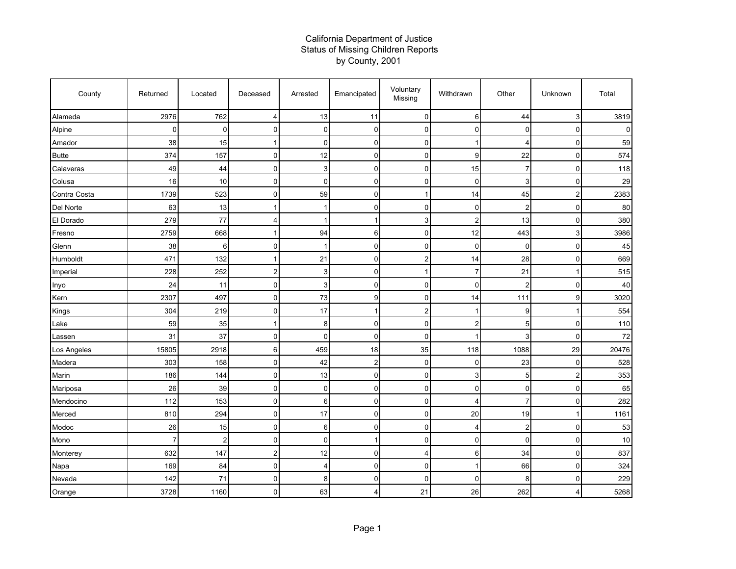# California Department of Justice
## Status of Missing Children Reports
## by County, 2001

| County | Returned | Located | Deceased | Arrested | Emancipated | Voluntary Missing | Withdrawn | Other | Unknown | Total |
|---|---|---|---|---|---|---|---|---|---|---|
| Alameda | 2976 | 762 | 4 | 13 | 11 | 0 | 6 | 44 | 3 | 3819 |
| Alpine | 0 | 0 | 0 | 0 | 0 | 0 | 0 | 0 | 0 | 0 |
| Amador | 38 | 15 | 1 | 0 | 0 | 0 | 1 | 4 | 0 | 59 |
| Butte | 374 | 157 | 0 | 12 | 0 | 0 | 9 | 22 | 0 | 574 |
| Calaveras | 49 | 44 | 0 | 3 | 0 | 0 | 15 | 7 | 0 | 118 |
| Colusa | 16 | 10 | 0 | 0 | 0 | 0 | 0 | 3 | 0 | 29 |
| Contra Costa | 1739 | 523 | 0 | 59 | 0 | 1 | 14 | 45 | 2 | 2383 |
| Del Norte | 63 | 13 | 1 | 1 | 0 | 0 | 0 | 2 | 0 | 80 |
| El Dorado | 279 | 77 | 4 | 1 | 1 | 3 | 2 | 13 | 0 | 380 |
| Fresno | 2759 | 668 | 1 | 94 | 6 | 0 | 12 | 443 | 3 | 3986 |
| Glenn | 38 | 6 | 0 | 1 | 0 | 0 | 0 | 0 | 0 | 45 |
| Humboldt | 471 | 132 | 1 | 21 | 0 | 2 | 14 | 28 | 0 | 669 |
| Imperial | 228 | 252 | 2 | 3 | 0 | 1 | 7 | 21 | 1 | 515 |
| Inyo | 24 | 11 | 0 | 3 | 0 | 0 | 0 | 2 | 0 | 40 |
| Kern | 2307 | 497 | 0 | 73 | 9 | 0 | 14 | 111 | 9 | 3020 |
| Kings | 304 | 219 | 0 | 17 | 1 | 2 | 1 | 9 | 1 | 554 |
| Lake | 59 | 35 | 1 | 8 | 0 | 0 | 2 | 5 | 0 | 110 |
| Lassen | 31 | 37 | 0 | 0 | 0 | 0 | 1 | 3 | 0 | 72 |
| Los Angeles | 15805 | 2918 | 6 | 459 | 18 | 35 | 118 | 1088 | 29 | 20476 |
| Madera | 303 | 158 | 0 | 42 | 2 | 0 | 0 | 23 | 0 | 528 |
| Marin | 186 | 144 | 0 | 13 | 0 | 0 | 3 | 5 | 2 | 353 |
| Mariposa | 26 | 39 | 0 | 0 | 0 | 0 | 0 | 0 | 0 | 65 |
| Mendocino | 112 | 153 | 0 | 6 | 0 | 0 | 4 | 7 | 0 | 282 |
| Merced | 810 | 294 | 0 | 17 | 0 | 0 | 20 | 19 | 1 | 1161 |
| Modoc | 26 | 15 | 0 | 6 | 0 | 0 | 4 | 2 | 0 | 53 |
| Mono | 7 | 2 | 0 | 0 | 1 | 0 | 0 | 0 | 0 | 10 |
| Monterey | 632 | 147 | 2 | 12 | 0 | 4 | 6 | 34 | 0 | 837 |
| Napa | 169 | 84 | 0 | 4 | 0 | 0 | 1 | 66 | 0 | 324 |
| Nevada | 142 | 71 | 0 | 8 | 0 | 0 | 0 | 8 | 0 | 229 |
| Orange | 3728 | 1160 | 0 | 63 | 4 | 21 | 26 | 262 | 4 | 5268 |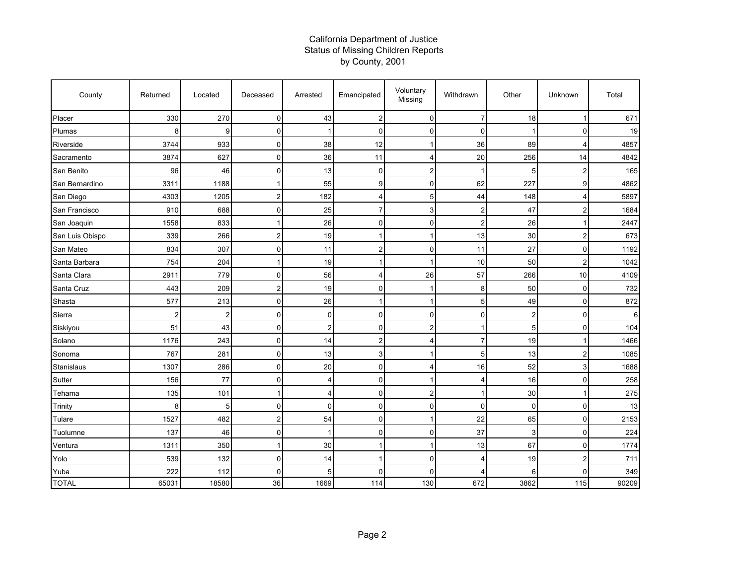California Department of Justice
Status of Missing Children Reports
by County, 2001

| County | Returned | Located | Deceased | Arrested | Emancipated | Voluntary Missing | Withdrawn | Other | Unknown | Total |
|---|---|---|---|---|---|---|---|---|---|---|
| Placer | 330 | 270 | 0 | 43 | 2 | 0 | 7 | 18 | 1 | 671 |
| Plumas | 8 | 9 | 0 | 1 | 0 | 0 | 0 | 1 | 0 | 19 |
| Riverside | 3744 | 933 | 0 | 38 | 12 | 1 | 36 | 89 | 4 | 4857 |
| Sacramento | 3874 | 627 | 0 | 36 | 11 | 4 | 20 | 256 | 14 | 4842 |
| San Benito | 96 | 46 | 0 | 13 | 0 | 2 | 1 | 5 | 2 | 165 |
| San Bernardino | 3311 | 1188 | 1 | 55 | 9 | 0 | 62 | 227 | 9 | 4862 |
| San Diego | 4303 | 1205 | 2 | 182 | 4 | 5 | 44 | 148 | 4 | 5897 |
| San Francisco | 910 | 688 | 0 | 25 | 7 | 3 | 2 | 47 | 2 | 1684 |
| San Joaquin | 1558 | 833 | 1 | 26 | 0 | 0 | 2 | 26 | 1 | 2447 |
| San Luis Obispo | 339 | 266 | 2 | 19 | 1 | 1 | 13 | 30 | 2 | 673 |
| San Mateo | 834 | 307 | 0 | 11 | 2 | 0 | 11 | 27 | 0 | 1192 |
| Santa Barbara | 754 | 204 | 1 | 19 | 1 | 1 | 10 | 50 | 2 | 1042 |
| Santa Clara | 2911 | 779 | 0 | 56 | 4 | 26 | 57 | 266 | 10 | 4109 |
| Santa Cruz | 443 | 209 | 2 | 19 | 0 | 1 | 8 | 50 | 0 | 732 |
| Shasta | 577 | 213 | 0 | 26 | 1 | 1 | 5 | 49 | 0 | 872 |
| Sierra | 2 | 2 | 0 | 0 | 0 | 0 | 0 | 2 | 0 | 6 |
| Siskiyou | 51 | 43 | 0 | 2 | 0 | 2 | 1 | 5 | 0 | 104 |
| Solano | 1176 | 243 | 0 | 14 | 2 | 4 | 7 | 19 | 1 | 1466 |
| Sonoma | 767 | 281 | 0 | 13 | 3 | 1 | 5 | 13 | 2 | 1085 |
| Stanislaus | 1307 | 286 | 0 | 20 | 0 | 4 | 16 | 52 | 3 | 1688 |
| Sutter | 156 | 77 | 0 | 4 | 0 | 1 | 4 | 16 | 0 | 258 |
| Tehama | 135 | 101 | 1 | 4 | 0 | 2 | 1 | 30 | 1 | 275 |
| Trinity | 8 | 5 | 0 | 0 | 0 | 0 | 0 | 0 | 0 | 13 |
| Tulare | 1527 | 482 | 2 | 54 | 0 | 1 | 22 | 65 | 0 | 2153 |
| Tuolumne | 137 | 46 | 0 | 1 | 0 | 0 | 37 | 3 | 0 | 224 |
| Ventura | 1311 | 350 | 1 | 30 | 1 | 1 | 13 | 67 | 0 | 1774 |
| Yolo | 539 | 132 | 0 | 14 | 1 | 0 | 4 | 19 | 2 | 711 |
| Yuba | 222 | 112 | 0 | 5 | 0 | 0 | 4 | 6 | 0 | 349 |
| TOTAL | 65031 | 18580 | 36 | 1669 | 114 | 130 | 672 | 3862 | 115 | 90209 |